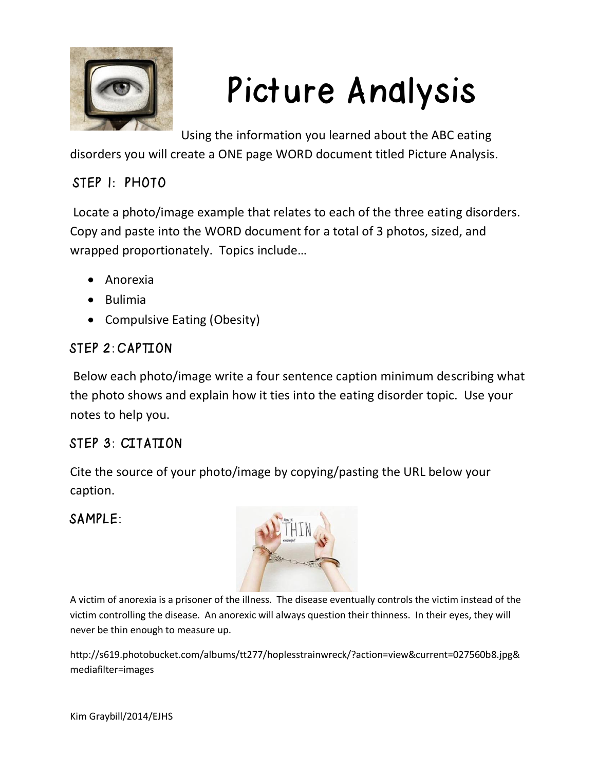# Picture Analysis

Using the information you learned about the ABC eating disorders you will create a ONE page WORD document titled Picture Analysis.

## STEP 1: PHOTO

Locate a photo/image example that relates to each of the three eating disorders. Copy and paste into the WORD document for a total of 3 photos, sized, and wrapped proportionately. Topics include…

- Anorexia
- Bulimia
- Compulsive Eating (Obesity)

## STEP 2: CAPTION

Below each photo/image write a four sentence caption minimum describing what the photo shows and explain how it ties into the eating disorder topic. Use your notes to help you.

## STEP 3: CITATION

Cite the source of your photo/image by copying/pasting the URL below your caption.

## SAMPLE:

A victim of anorexia is a prisoner of the illness. The disease eventually controls the victim instead of the victim controlling the disease. An anorexic will always question their thinness. In their eyes, they will never be thin enough to measure up.

http://s619.photobucket.com/albums/tt277/hoplesstrainwreck/?action=view&current=027560b8.jpg&mediafilter=images

Kim Graybill/2014/EJHS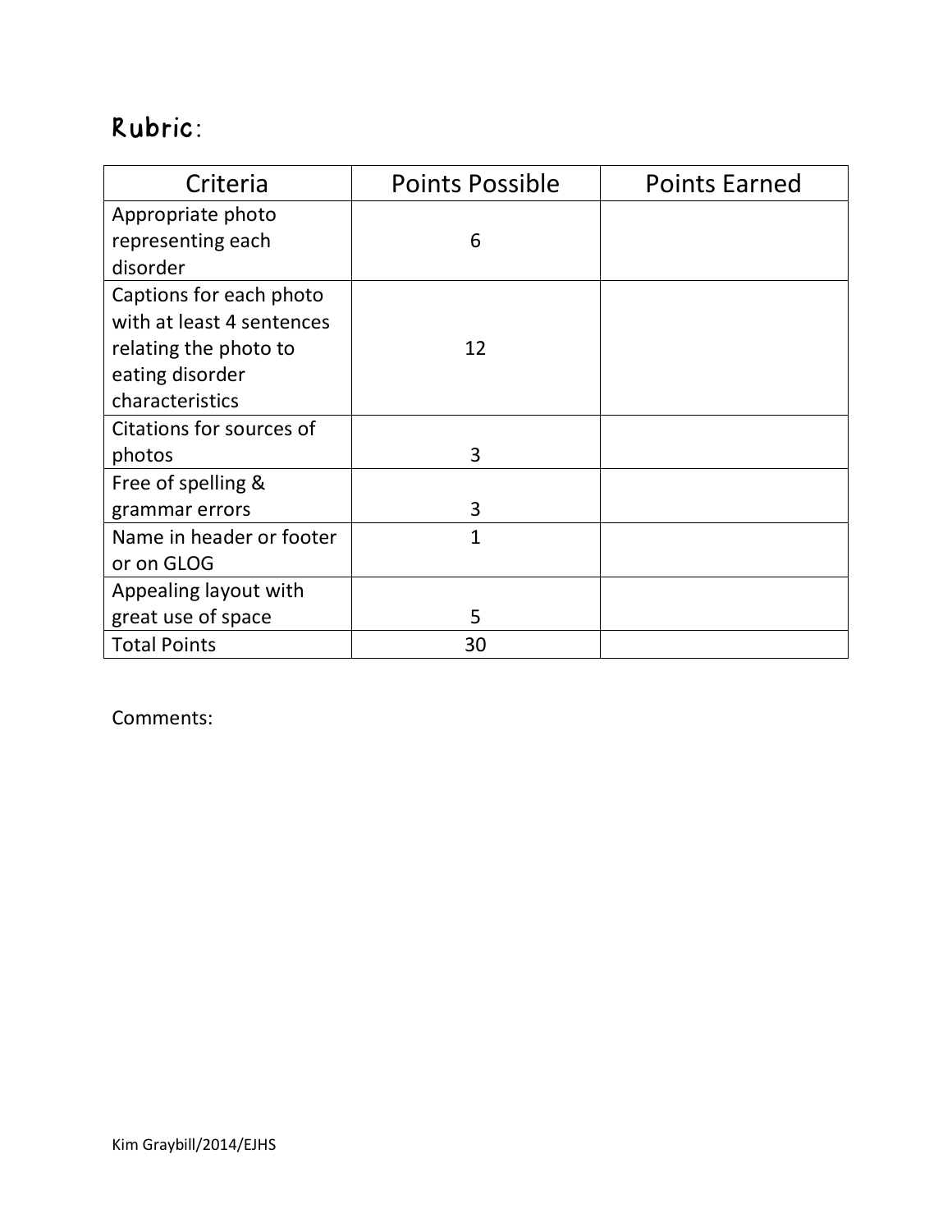## Rubric:

| Criteria | Points Possible | Points Earned |
| --- | --- | --- |
| Appropriate photo representing each disorder | 6 | |
| Captions for each photo with at least 4 sentences relating the photo to eating disorder characteristics | 12 | |
| Citations for sources of photos | 3 | |
| Free of spelling & grammar errors | 3 | |
| Name in header or footer or on GLOG | 1 | |
| Appealing layout with great use of space | 5 | |
| Total Points | 30 | |

Comments:

Kim Graybill/2014/EJHS